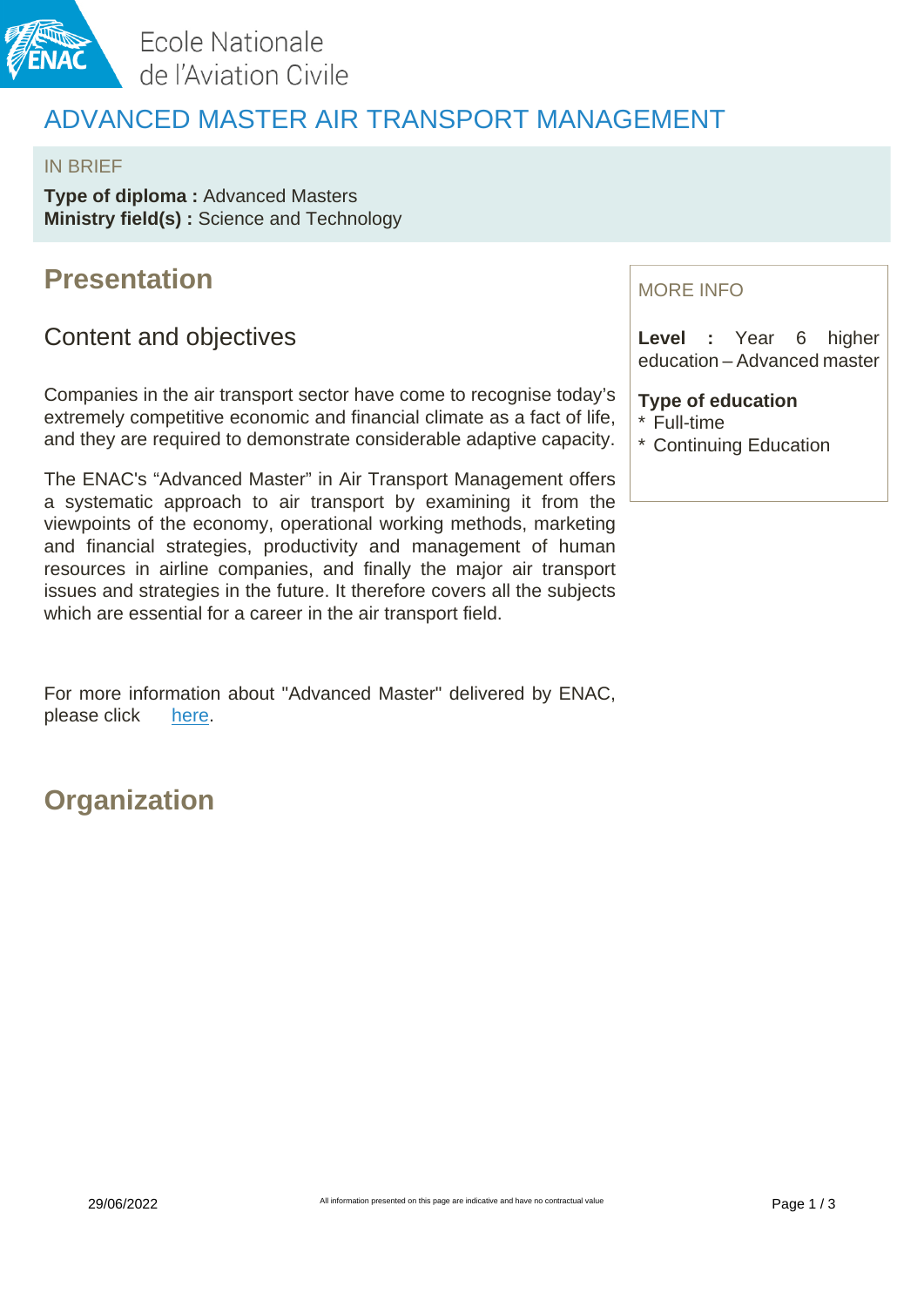Ecole Nationale de l'Aviation Civile

# ADVANCED MASTER AIR TRANSPORT MANAGEMENT

IN BRIEF

**Type of diploma :** Advanced Masters
**Ministry field(s) :** Science and Technology

## Presentation

### Content and objectives

Companies in the air transport sector have come to recognise today's extremely competitive economic and financial climate as a fact of life, and they are required to demonstrate considerable adaptive capacity.

The ENAC's "Advanced Master" in Air Transport Management offers a systematic approach to air transport by examining it from the viewpoints of the economy, operational working methods, marketing and financial strategies, productivity and management of human resources in airline companies, and finally the major air transport issues and strategies in the future. It therefore covers all the subjects which are essential for a career in the air transport field.

For more information about "Advanced Master" delivered by ENAC, please click here.

MORE INFO

**Level :** Year 6 higher education – Advanced master

**Type of education**
* Full-time
* Continuing Education

## Organization

29/06/2022

All information presented on this page are indicative and have no contractual value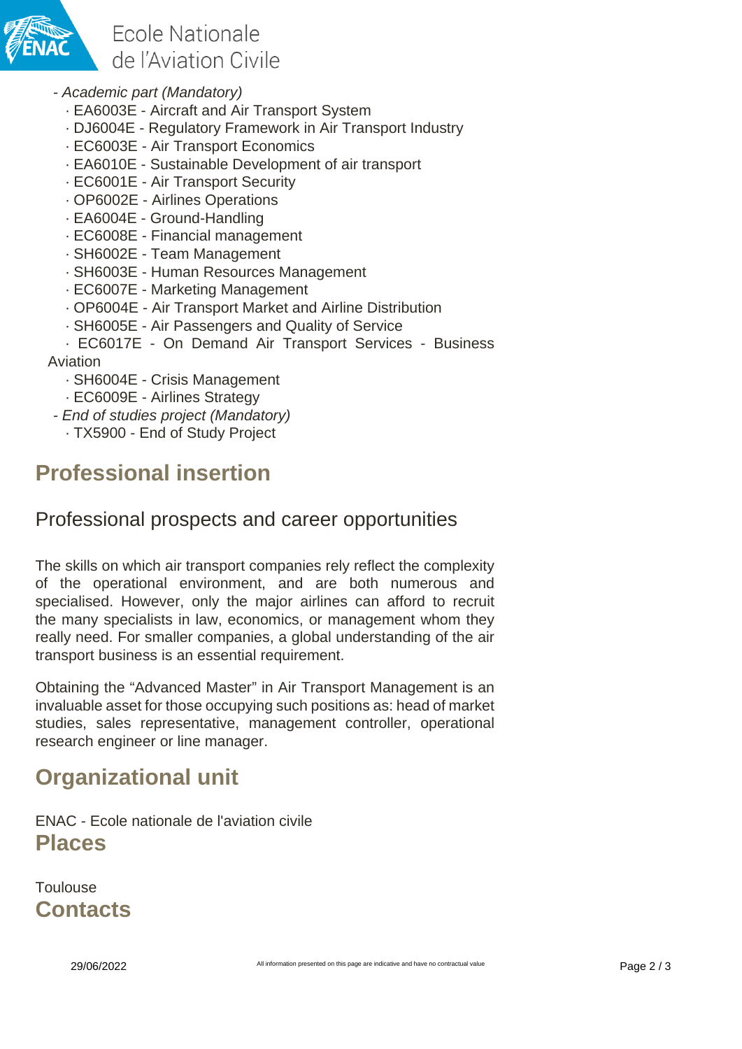- *Academic part (Mandatory)*
  - · EA6003E - Aircraft and Air Transport System
  - · DJ6004E - Regulatory Framework in Air Transport Industry
  - · EC6003E - Air Transport Economics
  - · EA6010E - Sustainable Development of air transport
  - · EC6001E - Air Transport Security
  - · OP6002E - Airlines Operations
  - · EA6004E - Ground-Handling
  - · EC6008E - Financial management
  - · SH6002E - Team Management
  - · SH6003E - Human Resources Management
  - · EC6007E - Marketing Management
  - · OP6004E - Air Transport Market and Airline Distribution
  - · SH6005E - Air Passengers and Quality of Service
  - · EC6017E - On Demand Air Transport Services - Business Aviation
  - · SH6004E - Crisis Management
  - · EC6009E - Airlines Strategy
- *End of studies project (Mandatory)*
  - · TX5900 - End of Study Project

## Professional insertion

### Professional prospects and career opportunities

The skills on which air transport companies rely reflect the complexity of the operational environment, and are both numerous and specialised. However, only the major airlines can afford to recruit the many specialists in law, economics, or management whom they really need. For smaller companies, a global understanding of the air transport business is an essential requirement.

Obtaining the "Advanced Master" in Air Transport Management is an invaluable asset for those occupying such positions as: head of market studies, sales representative, management controller, operational research engineer or line manager.

## Organizational unit

ENAC - Ecole nationale de l'aviation civile

## Places

Toulouse

## Contacts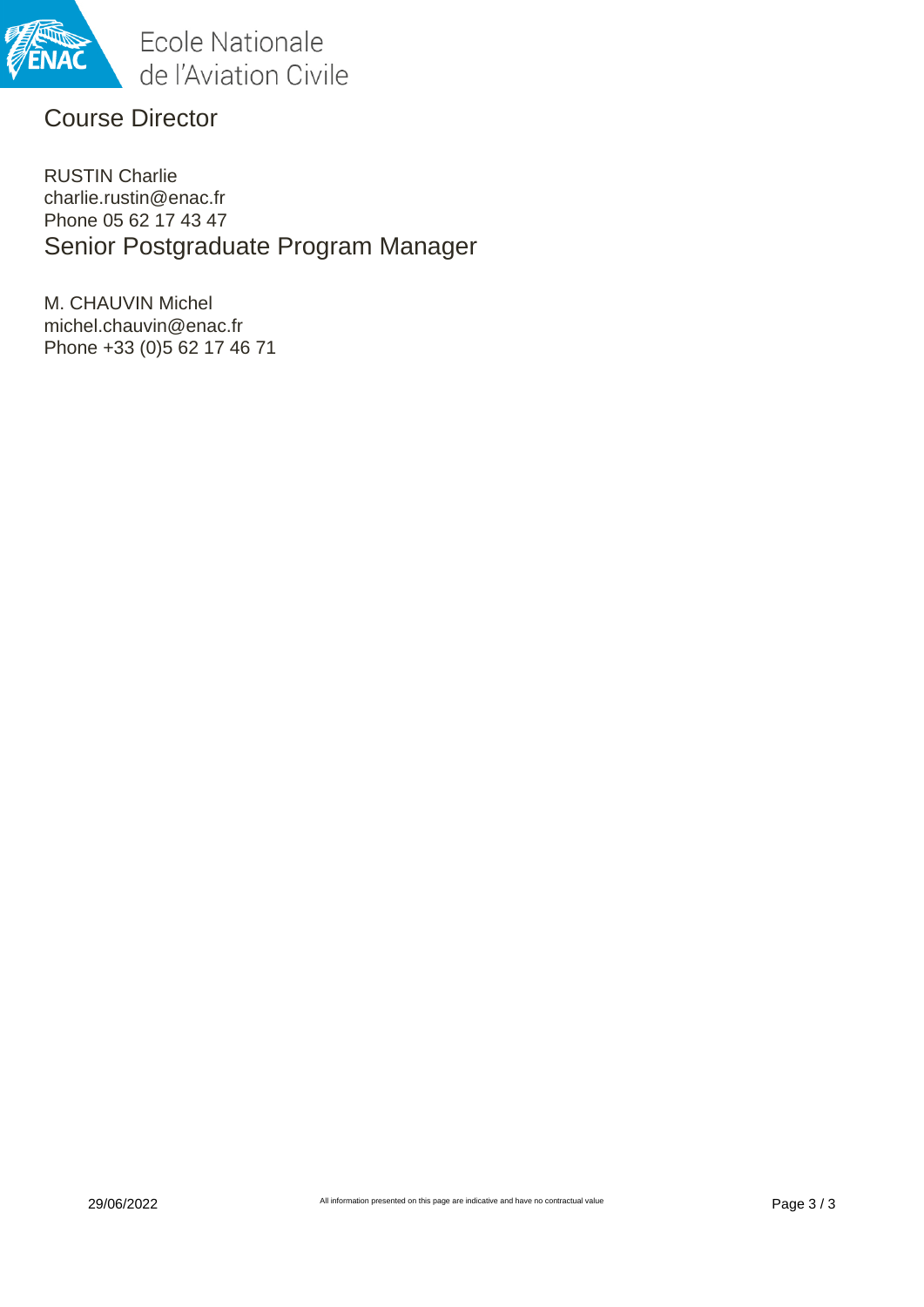## Course Director

RUSTIN Charlie
charlie.rustin@enac.fr
Phone 05 62 17 43 47

## Senior Postgraduate Program Manager

M. CHAUVIN Michel
michel.chauvin@enac.fr
Phone +33 (0)5 62 17 46 71

All information presented on this page are indicative and have no contractual value